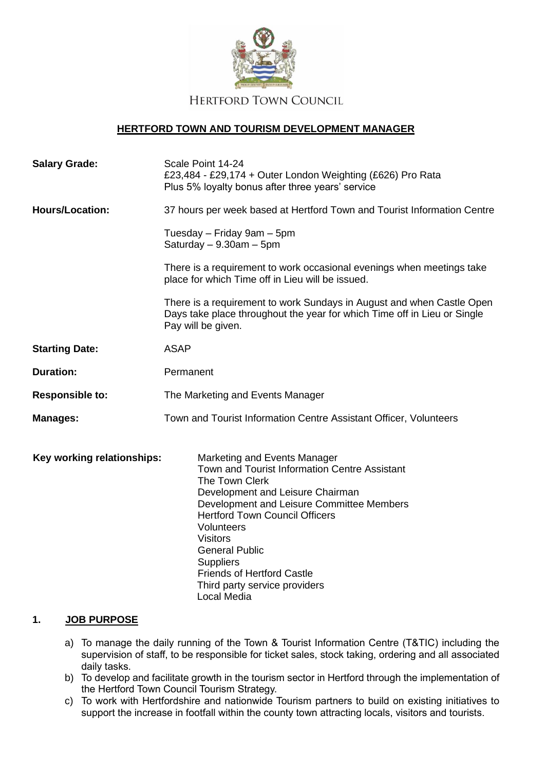HERTFORD TOWN COUNCIL

# HERTFORD TOWN AND TOURISM DEVELOPMENT MANAGER

| | |
|---|---|
| **Salary Grade:** | Scale Point 14-24<br>£23,484 - £29,174 + Outer London Weighting (£626) Pro Rata<br>Plus 5% loyalty bonus after three years' service |
| **Hours/Location:** | 37 hours per week based at Hertford Town and Tourist Information Centre<br><br>Tuesday – Friday 9am – 5pm<br>Saturday – 9.30am – 5pm<br><br>There is a requirement to work occasional evenings when meetings take place for which Time off in Lieu will be issued.<br><br>There is a requirement to work Sundays in August and when Castle Open Days take place throughout the year for which Time off in Lieu or Single Pay will be given. |
| **Starting Date:** | ASAP |
| **Duration:** | Permanent |
| **Responsible to:** | The Marketing and Events Manager |
| **Manages:** | Town and Tourist Information Centre Assistant Officer, Volunteers |
| **Key working relationships:** | Marketing and Events Manager<br>Town and Tourist Information Centre Assistant<br>The Town Clerk<br>Development and Leisure Chairman<br>Development and Leisure Committee Members<br>Hertford Town Council Officers<br>Volunteers<br>Visitors<br>General Public<br>Suppliers<br>Friends of Hertford Castle<br>Third party service providers<br>Local Media |

## 1. JOB PURPOSE

a) To manage the daily running of the Town & Tourist Information Centre (T&TIC) including the supervision of staff, to be responsible for ticket sales, stock taking, ordering and all associated daily tasks.

b) To develop and facilitate growth in the tourism sector in Hertford through the implementation of the Hertford Town Council Tourism Strategy.

c) To work with Hertfordshire and nationwide Tourism partners to build on existing initiatives to support the increase in footfall within the county town attracting locals, visitors and tourists.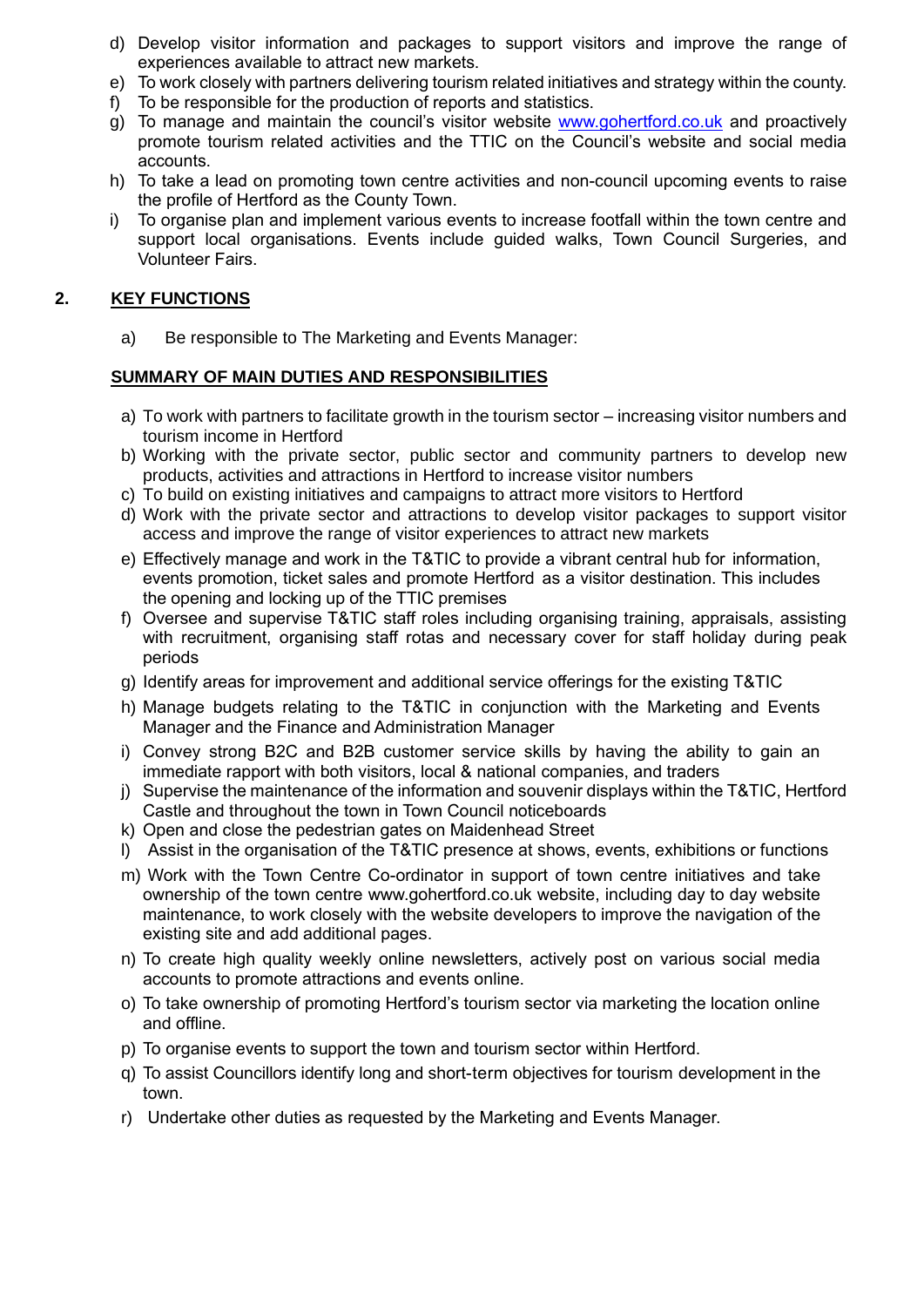d) Develop visitor information and packages to support visitors and improve the range of experiences available to attract new markets.
e) To work closely with partners delivering tourism related initiatives and strategy within the county.
f) To be responsible for the production of reports and statistics.
g) To manage and maintain the council's visitor website [www.gohertford.co.uk](http://www.gohertford.co.uk) and proactively promote tourism related activities and the TTIC on the Council's website and social media accounts.
h) To take a lead on promoting town centre activities and non-council upcoming events to raise the profile of Hertford as the County Town.
i) To organise plan and implement various events to increase footfall within the town centre and support local organisations. Events include guided walks, Town Council Surgeries, and Volunteer Fairs.

## 2. KEY FUNCTIONS

a) Be responsible to The Marketing and Events Manager:

### SUMMARY OF MAIN DUTIES AND RESPONSIBILITIES

a) To work with partners to facilitate growth in the tourism sector – increasing visitor numbers and tourism income in Hertford
b) Working with the private sector, public sector and community partners to develop new products, activities and attractions in Hertford to increase visitor numbers
c) To build on existing initiatives and campaigns to attract more visitors to Hertford
d) Work with the private sector and attractions to develop visitor packages to support visitor access and improve the range of visitor experiences to attract new markets
e) Effectively manage and work in the T&TIC to provide a vibrant central hub for information, events promotion, ticket sales and promote Hertford as a visitor destination. This includes the opening and locking up of the TTIC premises
f) Oversee and supervise T&TIC staff roles including organising training, appraisals, assisting with recruitment, organising staff rotas and necessary cover for staff holiday during peak periods
g) Identify areas for improvement and additional service offerings for the existing T&TIC
h) Manage budgets relating to the T&TIC in conjunction with the Marketing and Events Manager and the Finance and Administration Manager
i) Convey strong B2C and B2B customer service skills by having the ability to gain an immediate rapport with both visitors, local & national companies, and traders
j) Supervise the maintenance of the information and souvenir displays within the T&TIC, Hertford Castle and throughout the town in Town Council noticeboards
k) Open and close the pedestrian gates on Maidenhead Street
l) Assist in the organisation of the T&TIC presence at shows, events, exhibitions or functions
m) Work with the Town Centre Co-ordinator in support of town centre initiatives and take ownership of the town centre www.gohertford.co.uk website, including day to day website maintenance, to work closely with the website developers to improve the navigation of the existing site and add additional pages.
n) To create high quality weekly online newsletters, actively post on various social media accounts to promote attractions and events online.
o) To take ownership of promoting Hertford's tourism sector via marketing the location online and offline.
p) To organise events to support the town and tourism sector within Hertford.
q) To assist Councillors identify long and short-term objectives for tourism development in the town.
r) Undertake other duties as requested by the Marketing and Events Manager.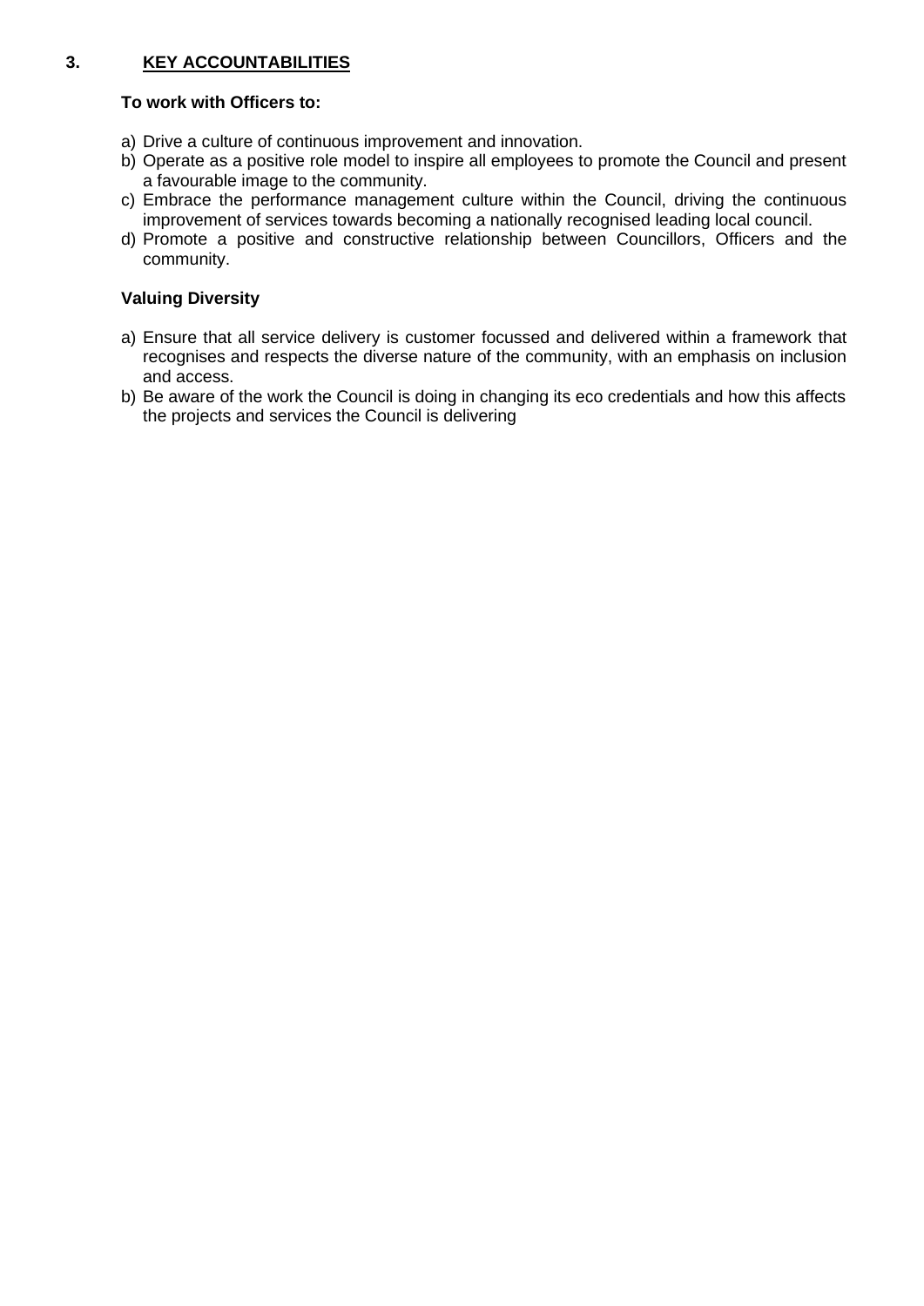## 3. KEY ACCOUNTABILITIES

**To work with Officers to:**

a) Drive a culture of continuous improvement and innovation.
b) Operate as a positive role model to inspire all employees to promote the Council and present a favourable image to the community.
c) Embrace the performance management culture within the Council, driving the continuous improvement of services towards becoming a nationally recognised leading local council.
d) Promote a positive and constructive relationship between Councillors, Officers and the community.

**Valuing Diversity**

a) Ensure that all service delivery is customer focussed and delivered within a framework that recognises and respects the diverse nature of the community, with an emphasis on inclusion and access.
b) Be aware of the work the Council is doing in changing its eco credentials and how this affects the projects and services the Council is delivering